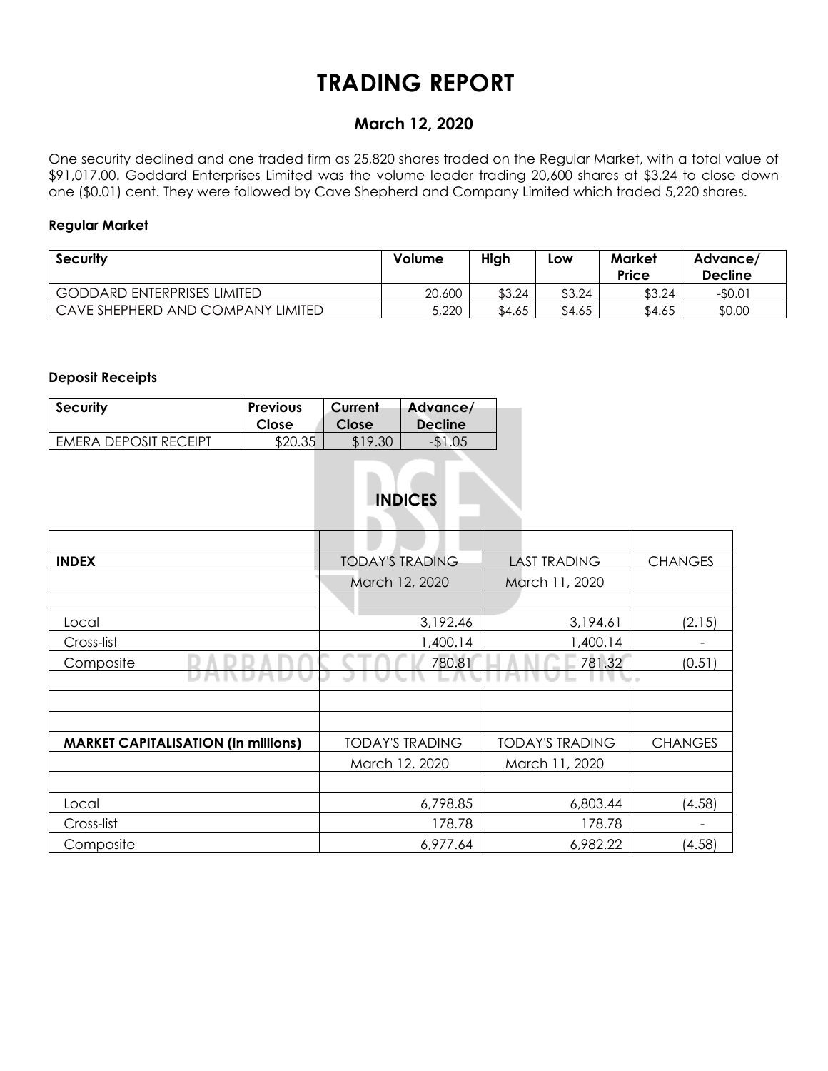# TRADING REPORT

## March 12, 2020

One security declined and one traded firm as 25,820 shares traded on the Regular Market, with a total value of $91,017.00. Goddard Enterprises Limited was the volume leader trading 20,600 shares at $3.24 to close down one ($0.01) cent. They were followed by Cave Shepherd and Company Limited which traded 5,220 shares.

### Regular Market

| Security | Volume | High | Low | Market Price | Advance/ Decline |
|---|---|---|---|---|---|
| GODDARD ENTERPRISES LIMITED | 20,600 | $3.24 | $3.24 | $3.24 | -$0.01 |
| CAVE SHEPHERD AND COMPANY LIMITED | 5,220 | $4.65 | $4.65 | $4.65 | $0.00 |

### Deposit Receipts

| Security | Previous Close | Current Close | Advance/ Decline |
|---|---|---|---|
| EMERA DEPOSIT RECEIPT | $20.35 | $19.30 | -$1.05 |

## INDICES

| | | | |
|---|---|---|---|
| **INDEX** | TODAY'S TRADING | LAST TRADING | CHANGES |
| | March 12, 2020 | March 11, 2020 | |
| | | | |
| Local | 3,192.46 | 3,194.61 | (2.15) |
| Cross-list | 1,400.14 | 1,400.14 | - |
| Composite | 780.81 | 781.32 | (0.51) |
| | | | |
| | | | |
| | | | |
| **MARKET CAPITALISATION (in millions)** | TODAY'S TRADING | TODAY'S TRADING | CHANGES |
| | March 12, 2020 | March 11, 2020 | |
| | | | |
| Local | 6,798.85 | 6,803.44 | (4.58) |
| Cross-list | 178.78 | 178.78 | - |
| Composite | 6,977.64 | 6,982.22 | (4.58) |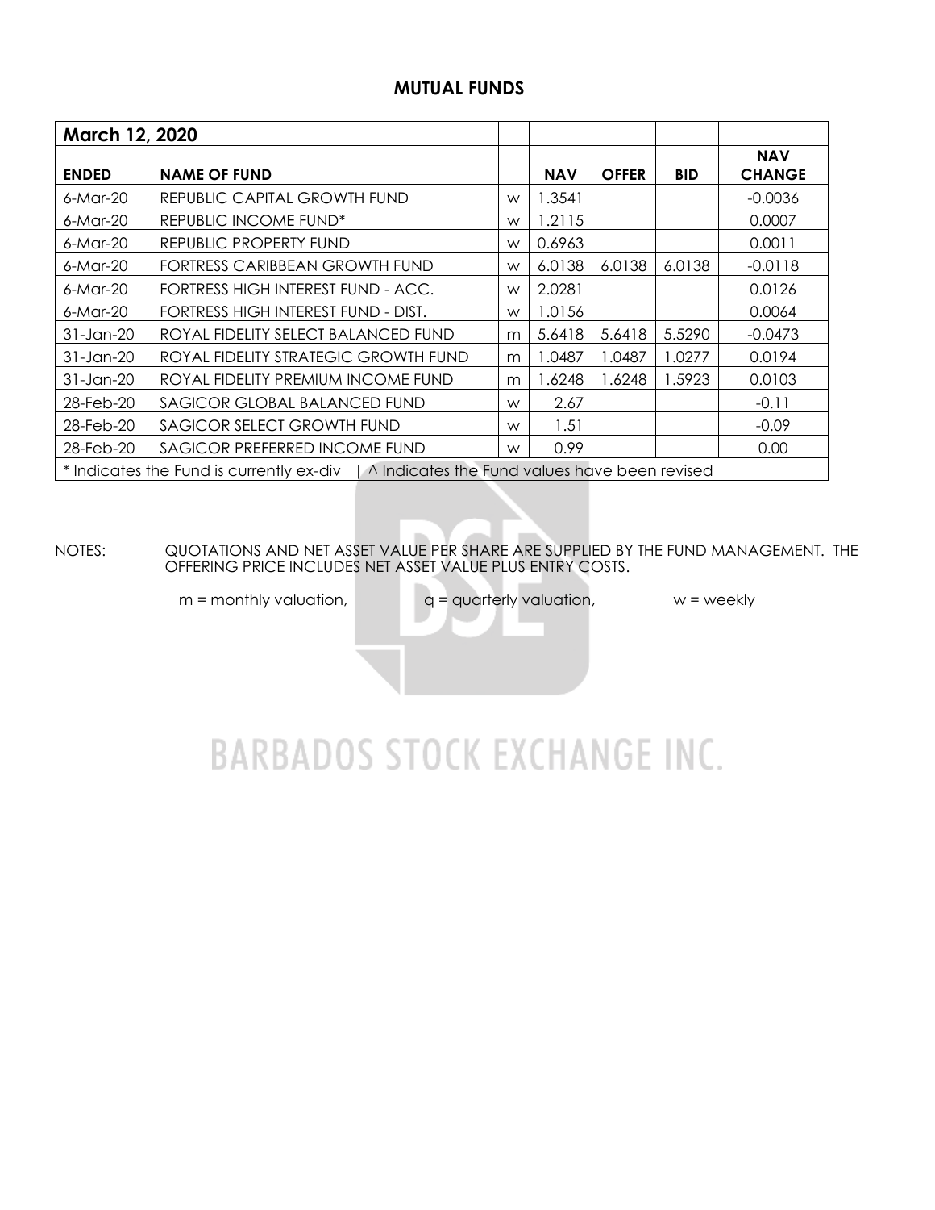## MUTUAL FUNDS

| March 12, 2020 | | | | | | |
|---|---|---|---|---|---|---|
| **ENDED** | **NAME OF FUND** | | **NAV** | **OFFER** | **BID** | **NAV CHANGE** |
| 6-Mar-20 | REPUBLIC CAPITAL GROWTH FUND | w | 1.3541 | | | -0.0036 |
| 6-Mar-20 | REPUBLIC INCOME FUND* | w | 1.2115 | | | 0.0007 |
| 6-Mar-20 | REPUBLIC PROPERTY FUND | w | 0.6963 | | | 0.0011 |
| 6-Mar-20 | FORTRESS CARIBBEAN GROWTH FUND | w | 6.0138 | 6.0138 | 6.0138 | -0.0118 |
| 6-Mar-20 | FORTRESS HIGH INTEREST FUND - ACC. | w | 2.0281 | | | 0.0126 |
| 6-Mar-20 | FORTRESS HIGH INTEREST FUND - DIST. | w | 1.0156 | | | 0.0064 |
| 31-Jan-20 | ROYAL FIDELITY SELECT BALANCED FUND | m | 5.6418 | 5.6418 | 5.5290 | -0.0473 |
| 31-Jan-20 | ROYAL FIDELITY STRATEGIC GROWTH FUND | m | 1.0487 | 1.0487 | 1.0277 | 0.0194 |
| 31-Jan-20 | ROYAL FIDELITY PREMIUM INCOME FUND | m | 1.6248 | 1.6248 | 1.5923 | 0.0103 |
| 28-Feb-20 | SAGICOR GLOBAL BALANCED FUND | w | 2.67 | | | -0.11 |
| 28-Feb-20 | SAGICOR SELECT GROWTH FUND | w | 1.51 | | | -0.09 |
| 28-Feb-20 | SAGICOR PREFERRED INCOME FUND | w | 0.99 | | | 0.00 |
| * Indicates the Fund is currently ex-div \| ^ Indicates the Fund values have been revised | | | | | | |

NOTES: QUOTATIONS AND NET ASSET VALUE PER SHARE ARE SUPPLIED BY THE FUND MANAGEMENT. THE OFFERING PRICE INCLUDES NET ASSET VALUE PLUS ENTRY COSTS.

m = monthly valuation, q = quarterly valuation, w = weekly

BARBADOS STOCK EXCHANGE INC.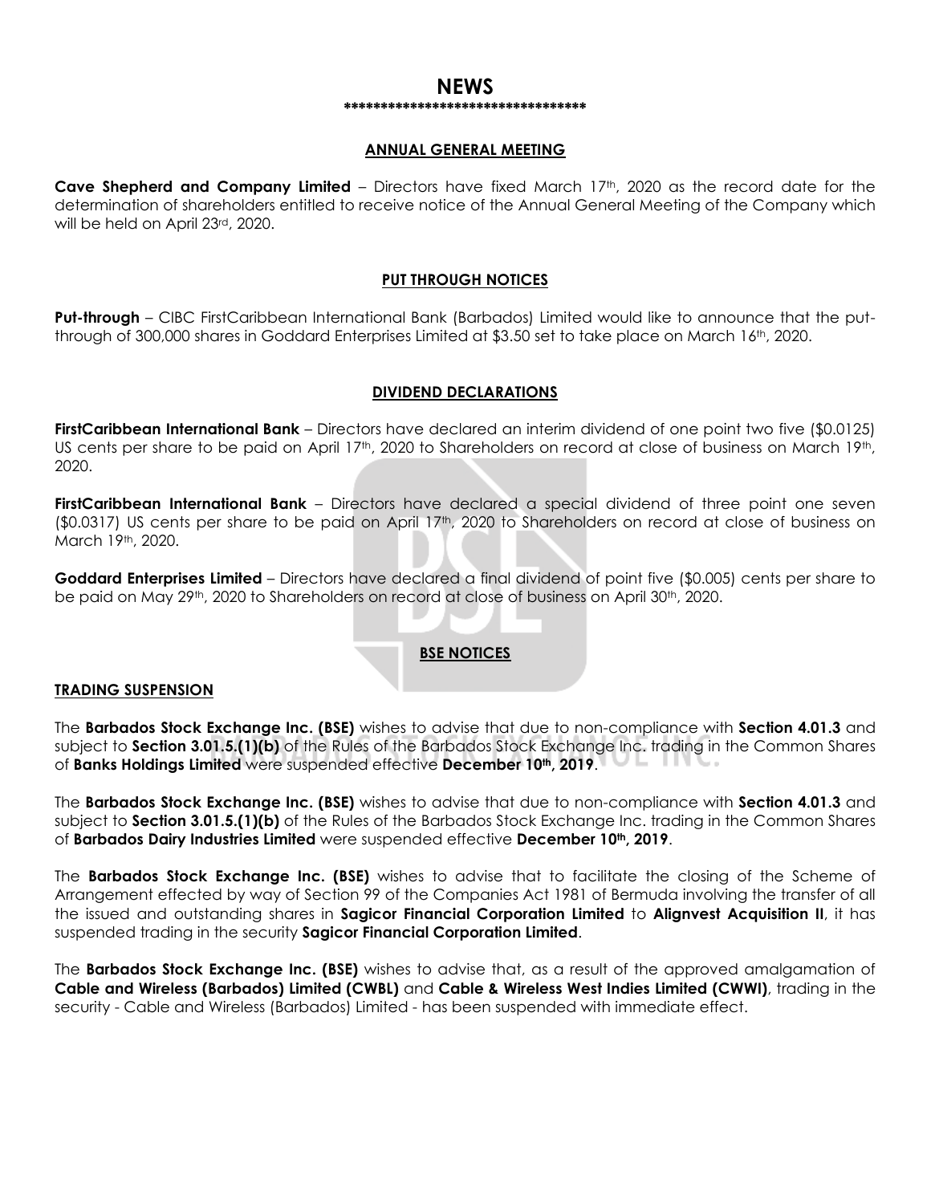# NEWS

**********************************

## ANNUAL GENERAL MEETING

**Cave Shepherd and Company Limited** – Directors have fixed March 17th, 2020 as the record date for the determination of shareholders entitled to receive notice of the Annual General Meeting of the Company which will be held on April 23rd, 2020.

## PUT THROUGH NOTICES

**Put-through** – CIBC FirstCaribbean International Bank (Barbados) Limited would like to announce that the put-through of 300,000 shares in Goddard Enterprises Limited at $3.50 set to take place on March 16th, 2020.

## DIVIDEND DECLARATIONS

**FirstCaribbean International Bank** – Directors have declared an interim dividend of one point two five ($0.0125) US cents per share to be paid on April 17th, 2020 to Shareholders on record at close of business on March 19th, 2020.

**FirstCaribbean International Bank** – Directors have declared a special dividend of three point one seven ($0.0317) US cents per share to be paid on April 17th, 2020 to Shareholders on record at close of business on March 19th, 2020.

**Goddard Enterprises Limited** – Directors have declared a final dividend of point five ($0.005) cents per share to be paid on May 29th, 2020 to Shareholders on record at close of business on April 30th, 2020.

## BSE NOTICES

### TRADING SUSPENSION

The **Barbados Stock Exchange Inc. (BSE)** wishes to advise that due to non-compliance with **Section 4.01.3** and subject to **Section 3.01.5.(1)(b)** of the Rules of the Barbados Stock Exchange Inc. trading in the Common Shares of **Banks Holdings Limited** were suspended effective **December 10th, 2019**.

The **Barbados Stock Exchange Inc. (BSE)** wishes to advise that due to non-compliance with **Section 4.01.3** and subject to **Section 3.01.5.(1)(b)** of the Rules of the Barbados Stock Exchange Inc. trading in the Common Shares of **Barbados Dairy Industries Limited** were suspended effective **December 10th, 2019**.

The **Barbados Stock Exchange Inc. (BSE)** wishes to advise that to facilitate the closing of the Scheme of Arrangement effected by way of Section 99 of the Companies Act 1981 of Bermuda involving the transfer of all the issued and outstanding shares in **Sagicor Financial Corporation Limited** to **Alignvest Acquisition II**, it has suspended trading in the security **Sagicor Financial Corporation Limited**.

The **Barbados Stock Exchange Inc. (BSE)** wishes to advise that, as a result of the approved amalgamation of **Cable and Wireless (Barbados) Limited (CWBL)** and **Cable & Wireless West Indies Limited (CWWI)**, trading in the security - Cable and Wireless (Barbados) Limited - has been suspended with immediate effect.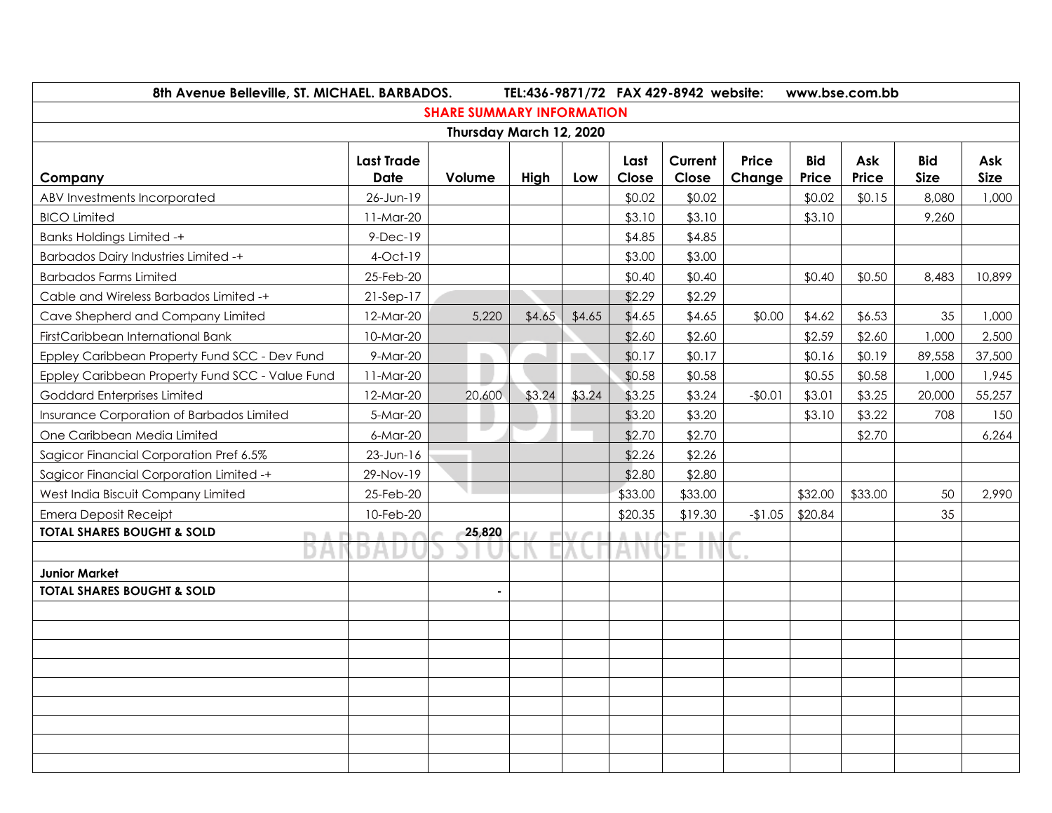8th Avenue Belleville, ST. MICHAEL. BARBADOS. TEL:436-9871/72 FAX 429-8942 website: www.bse.com.bb

**SHARE SUMMARY INFORMATION**

**Thursday March 12, 2020**

| Company | Last Trade Date | Volume | High | Low | Last Close | Current Close | Price Change | Bid Price | Ask Price | Bid Size | Ask Size |
|---|---|---|---|---|---|---|---|---|---|---|---|
| ABV Investments Incorporated | 26-Jun-19 | | | | $0.02 | $0.02 | | $0.02 | $0.15 | 8,080 | 1,000 |
| BICO Limited | 11-Mar-20 | | | | $3.10 | $3.10 | | $3.10 | | 9,260 | |
| Banks Holdings Limited -+ | 9-Dec-19 | | | | $4.85 | $4.85 | | | | | |
| Barbados Dairy Industries Limited -+ | 4-Oct-19 | | | | $3.00 | $3.00 | | | | | |
| Barbados Farms Limited | 25-Feb-20 | | | | $0.40 | $0.40 | | $0.40 | $0.50 | 8,483 | 10,899 |
| Cable and Wireless Barbados Limited -+ | 21-Sep-17 | | | | $2.29 | $2.29 | | | | | |
| Cave Shepherd and Company Limited | 12-Mar-20 | 5,220 | $4.65 | $4.65 | $4.65 | $4.65 | $0.00 | $4.62 | $6.53 | 35 | 1,000 |
| FirstCaribbean International Bank | 10-Mar-20 | | | | $2.60 | $2.60 | | $2.59 | $2.60 | 1,000 | 2,500 |
| Eppley Caribbean Property Fund SCC - Dev Fund | 9-Mar-20 | | | | $0.17 | $0.17 | | $0.16 | $0.19 | 89,558 | 37,500 |
| Eppley Caribbean Property Fund SCC - Value Fund | 11-Mar-20 | | | | $0.58 | $0.58 | | $0.55 | $0.58 | 1,000 | 1,945 |
| Goddard Enterprises Limited | 12-Mar-20 | 20,600 | $3.24 | $3.24 | $3.25 | $3.24 | -$0.01 | $3.01 | $3.25 | 20,000 | 55,257 |
| Insurance Corporation of Barbados Limited | 5-Mar-20 | | | | $3.20 | $3.20 | | $3.10 | $3.22 | 708 | 150 |
| One Caribbean Media Limited | 6-Mar-20 | | | | $2.70 | $2.70 | | | $2.70 | | 6,264 |
| Sagicor Financial Corporation Pref 6.5% | 23-Jun-16 | | | | $2.26 | $2.26 | | | | | |
| Sagicor Financial Corporation Limited -+ | 29-Nov-19 | | | | $2.80 | $2.80 | | | | | |
| West India Biscuit Company Limited | 25-Feb-20 | | | | $33.00 | $33.00 | | $32.00 | $33.00 | 50 | 2,990 |
| Emera Deposit Receipt | 10-Feb-20 | | | | $20.35 | $19.30 | -$1.05 | $20.84 | | 35 | |
| **TOTAL SHARES BOUGHT & SOLD** | | **25,820** | | | | | | | | | |
| | | | | | | | | | | | |
| **Junior Market** | | | | | | | | | | | |
| **TOTAL SHARES BOUGHT & SOLD** | | - | | | | | | | | | |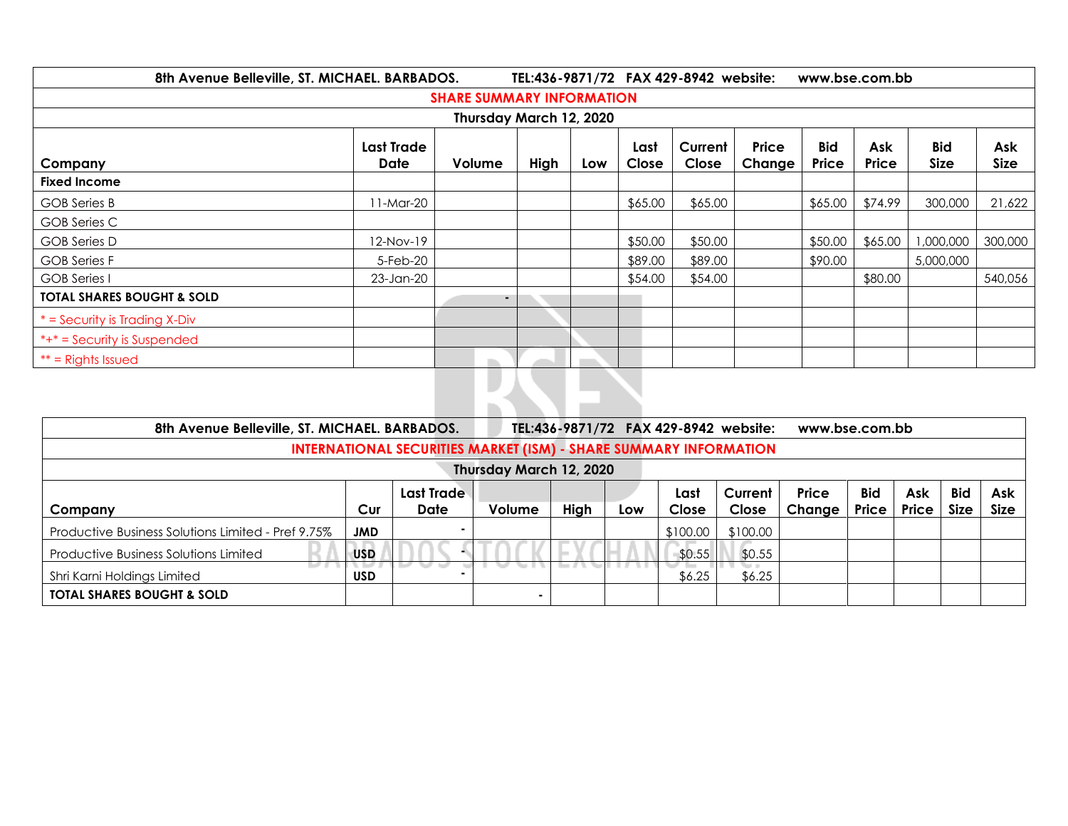| 8th Avenue Belleville, ST. MICHAEL. BARBADOS. TEL:436-9871/72 FAX 429-8942 website: www.bse.com.bb | | | | | | | | | | | |
|---|---|---|---|---|---|---|---|---|---|---|---|
| **SHARE SUMMARY INFORMATION** | | | | | | | | | | | |
| **Thursday March 12, 2020** | | | | | | | | | | | |
| **Company** | **Last Trade Date** | **Volume** | **High** | **Low** | **Last Close** | **Current Close** | **Price Change** | **Bid Price** | **Ask Price** | **Bid Size** | **Ask Size** |
| **Fixed Income** | | | | | | | | | | | |
| GOB Series B | 11-Mar-20 | | | | $65.00 | $65.00 | | $65.00 | $74.99 | 300,000 | 21,622 |
| GOB Series C | | | | | | | | | | | |
| GOB Series D | 12-Nov-19 | | | | $50.00 | $50.00 | | $50.00 | $65.00 | 1,000,000 | 300,000 |
| GOB Series F | 5-Feb-20 | | | | $89.00 | $89.00 | | $90.00 | | 5,000,000 | |
| GOB Series I | 23-Jan-20 | | | | $54.00 | $54.00 | | | $80.00 | | 540,056 |
| **TOTAL SHARES BOUGHT & SOLD** | | - | | | | | | | | | |
| * = Security is Trading X-Div | | | | | | | | | | | |
| *+* = Security is Suspended | | | | | | | | | | | |
| ** = Rights Issued | | | | | | | | | | | |

| 8th Avenue Belleville, ST. MICHAEL. BARBADOS. TEL:436-9871/72 FAX 429-8942 website: www.bse.com.bb | | | | | | | | | | | | |
|---|---|---|---|---|---|---|---|---|---|---|---|---|
| **INTERNATIONAL SECURITIES MARKET (ISM) - SHARE SUMMARY INFORMATION** | | | | | | | | | | | | |
| **Thursday March 12, 2020** | | | | | | | | | | | | |
| **Company** | **Cur** | **Last Trade Date** | **Volume** | **High** | **Low** | **Last Close** | **Current Close** | **Price Change** | **Bid Price** | **Ask Price** | **Bid Size** | **Ask Size** |
| Productive Business Solutions Limited - Pref 9.75% | **JMD** | - | | | | $100.00 | $100.00 | | | | | |
| Productive Business Solutions Limited | **USD** | - | | | | $0.55 | $0.55 | | | | | |
| Shri Karni Holdings Limited | **USD** | - | | | | $6.25 | $6.25 | | | | | |
| **TOTAL SHARES BOUGHT & SOLD** | | | - | | | | | | | | | |